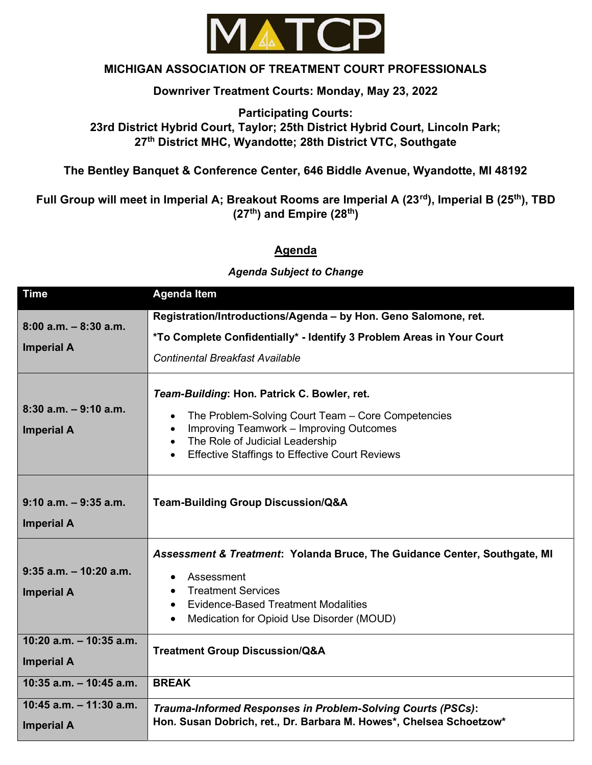# MATCP

## MICHIGAN ASSOCIATION OF TREATMENT COURT PROFESSIONALS

**Downriver Treatment Courts: Monday, May 23, 2022**

**Participating Courts:**
**23rd District Hybrid Court, Taylor; 25th District Hybrid Court, Lincoln Park; 27th District MHC, Wyandotte; 28th District VTC, Southgate**

**The Bentley Banquet & Conference Center, 646 Biddle Avenue, Wyandotte, MI 48192**

**Full Group will meet in Imperial A; Breakout Rooms are Imperial A (23rd), Imperial B (25th), TBD (27th) and Empire (28th)**

## Agenda

***Agenda Subject to Change***

| Time | Agenda Item |
|---|---|
| **8:00 a.m. – 8:30 a.m.**<br>**Imperial A** | **Registration/Introductions/Agenda – by Hon. Geno Salomone, ret.**<br>**\*To Complete Confidentially\* - Identify 3 Problem Areas in Your Court**<br>*Continental Breakfast Available* |
| **8:30 a.m. – 9:10 a.m.**<br>**Imperial A** | ***Team-Building*: Hon. Patrick C. Bowler, ret.**<br>• The Problem-Solving Court Team – Core Competencies<br>• Improving Teamwork – Improving Outcomes<br>• The Role of Judicial Leadership<br>• Effective Staffings to Effective Court Reviews |
| **9:10 a.m. – 9:35 a.m.**<br>**Imperial A** | **Team-Building Group Discussion/Q&A** |
| **9:35 a.m. – 10:20 a.m.**<br>**Imperial A** | ***Assessment & Treatment*: Yolanda Bruce, The Guidance Center, Southgate, MI**<br>• Assessment<br>• Treatment Services<br>• Evidence-Based Treatment Modalities<br>• Medication for Opioid Use Disorder (MOUD) |
| **10:20 a.m. – 10:35 a.m.**<br>**Imperial A** | **Treatment Group Discussion/Q&A** |
| **10:35 a.m. – 10:45 a.m.** | **BREAK** |
| **10:45 a.m. – 11:30 a.m.**<br>**Imperial A** | ***Trauma-Informed Responses in Problem-Solving Courts (PSCs)*:**<br>**Hon. Susan Dobrich, ret., Dr. Barbara M. Howes\*, Chelsea Schoetzow\*** |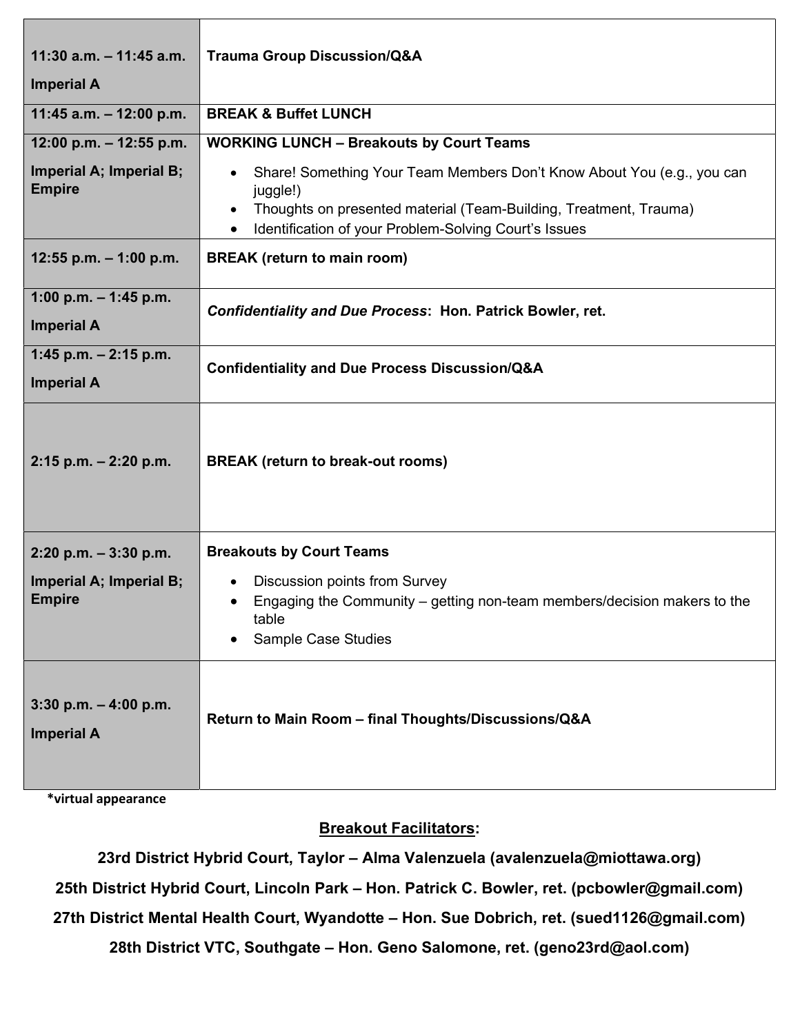| | |
|---|---|
| **11:30 a.m. – 11:45 a.m.**<br>**Imperial A** | **Trauma Group Discussion/Q&A** |
| **11:45 a.m. – 12:00 p.m.** | **BREAK & Buffet LUNCH** |
| **12:00 p.m. – 12:55 p.m.**<br>**Imperial A; Imperial B; Empire** | **WORKING LUNCH – Breakouts by Court Teams**<br>• Share! Something Your Team Members Don't Know About You (e.g., you can juggle!)<br>• Thoughts on presented material (Team-Building, Treatment, Trauma)<br>• Identification of your Problem-Solving Court's Issues |
| **12:55 p.m. – 1:00 p.m.** | **BREAK (return to main room)** |
| **1:00 p.m. – 1:45 p.m.**<br>**Imperial A** | ***Confidentiality and Due Process*: Hon. Patrick Bowler, ret.** |
| **1:45 p.m. – 2:15 p.m.**<br>**Imperial A** | **Confidentiality and Due Process Discussion/Q&A** |
| **2:15 p.m. – 2:20 p.m.** | **BREAK (return to break-out rooms)** |
| **2:20 p.m. – 3:30 p.m.**<br>**Imperial A; Imperial B; Empire** | **Breakouts by Court Teams**<br>• Discussion points from Survey<br>• Engaging the Community – getting non-team members/decision makers to the table<br>• Sample Case Studies |
| **3:30 p.m. – 4:00 p.m.**<br>**Imperial A** | **Return to Main Room – final Thoughts/Discussions/Q&A** |

***virtual appearance**

**Breakout Facilitators:**

**23rd District Hybrid Court, Taylor – Alma Valenzuela (avalenzuela@miottawa.org)**

**25th District Hybrid Court, Lincoln Park – Hon. Patrick C. Bowler, ret. (pcbowler@gmail.com)**

**27th District Mental Health Court, Wyandotte – Hon. Sue Dobrich, ret. (sued1126@gmail.com)**

**28th District VTC, Southgate – Hon. Geno Salomone, ret. (geno23rd@aol.com)**